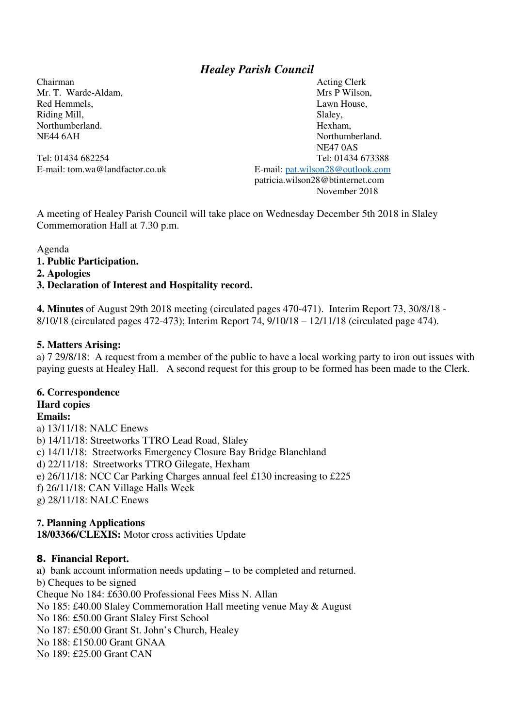// Healey Parish Council

# *Healey Parish Council*

Chairman
Mr. T. Warde-Aldam,
Red Hemmels,
Riding Mill,
Northumberland.
NE44 6AH

Tel: 01434 682254
E-mail: tom.wa@landfactor.co.uk

Acting Clerk
Mrs P Wilson,
Lawn House,
Slaley,
Hexham,
Northumberland.
NE47 0AS
Tel: 01434 673388
E-mail: pat.wilson28@outlook.com
patricia.wilson28@btinternet.com

November 2018

A meeting of Healey Parish Council will take place on Wednesday December 5th 2018 in Slaley Commemoration Hall at 7.30 p.m.

Agenda

**1. Public Participation.**

**2. Apologies**

**3. Declaration of Interest and Hospitality record.**

**4. Minutes** of August 29th 2018 meeting (circulated pages 470-471). Interim Report 73, 30/8/18 - 8/10/18 (circulated pages 472-473); Interim Report 74, 9/10/18 – 12/11/18 (circulated page 474).

**5. Matters Arising:**

a) 7 29/8/18: A request from a member of the public to have a local working party to iron out issues with paying guests at Healey Hall. A second request for this group to be formed has been made to the Clerk.

**6. Correspondence**

**Hard copies**

**Emails:**

a) 13/11/18: NALC Enews
b) 14/11/18: Streetworks TTRO Lead Road, Slaley
c) 14/11/18: Streetworks Emergency Closure Bay Bridge Blanchland
d) 22/11/18: Streetworks TTRO Gilegate, Hexham
e) 26/11/18: NCC Car Parking Charges annual feel £130 increasing to £225
f) 26/11/18: CAN Village Halls Week
g) 28/11/18: NALC Enews

**7. Planning Applications**

**18/03366/CLEXIS:** Motor cross activities Update

**8. Financial Report.**

**a)** bank account information needs updating – to be completed and returned.
b) Cheques to be signed
Cheque No 184: £630.00 Professional Fees Miss N. Allan
No 185: £40.00 Slaley Commemoration Hall meeting venue May & August
No 186: £50.00 Grant Slaley First School
No 187: £50.00 Grant St. John's Church, Healey
No 188: £150.00 Grant GNAA
No 189: £25.00 Grant CAN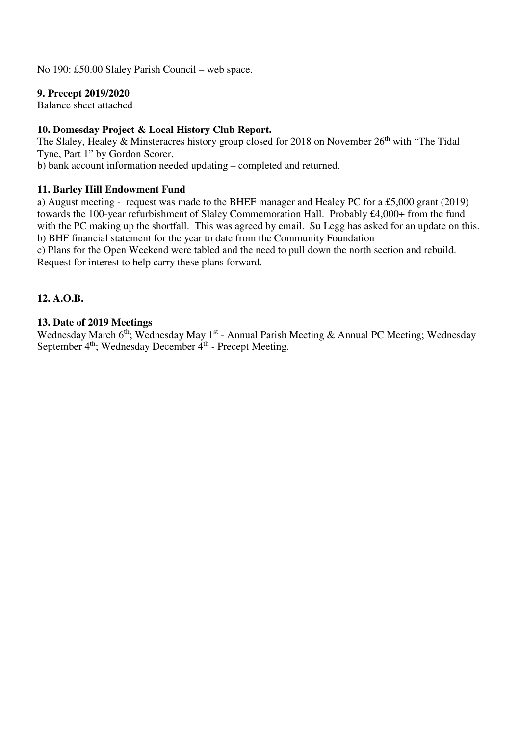No 190: £50.00 Slaley Parish Council – web space.

**9. Precept 2019/2020**

Balance sheet attached

**10. Domesday Project & Local History Club Report.**

The Slaley, Healey & Minsteracres history group closed for 2018 on November 26th with "The Tidal Tyne, Part 1" by Gordon Scorer.

b) bank account information needed updating – completed and returned.

**11. Barley Hill Endowment Fund**

a) August meeting - request was made to the BHEF manager and Healey PC for a £5,000 grant (2019) towards the 100-year refurbishment of Slaley Commemoration Hall. Probably £4,000+ from the fund with the PC making up the shortfall. This was agreed by email. Su Legg has asked for an update on this.

b) BHF financial statement for the year to date from the Community Foundation

c) Plans for the Open Weekend were tabled and the need to pull down the north section and rebuild. Request for interest to help carry these plans forward.

**12. A.O.B.**

**13. Date of 2019 Meetings**

Wednesday March 6th; Wednesday May 1st - Annual Parish Meeting & Annual PC Meeting; Wednesday September 4th; Wednesday December 4th - Precept Meeting.